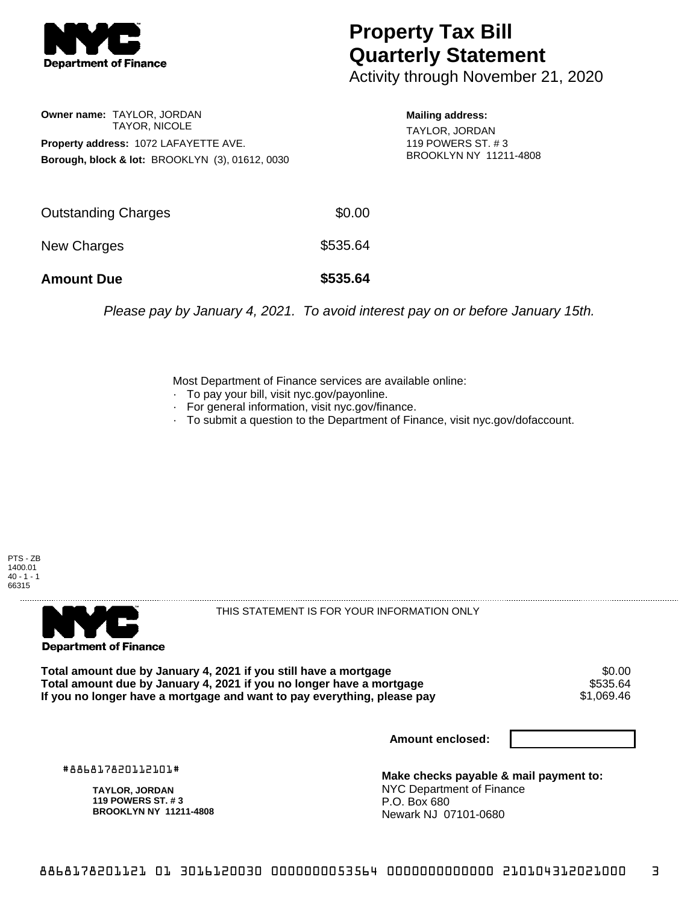# Property Tax Bill Quarterly Statement

Activity through November 21, 2020

**Owner name:** TAYLOR, JORDAN
TAYOR, NICOLE

**Property address:** 1072 LAFAYETTE AVE.

**Borough, block & lot:** BROOKLYN (3), 01612, 0030

**Mailing address:**
TAYLOR, JORDAN
119 POWERS ST. # 3
BROOKLYN NY 11211-4808

| | |
|---|---|
| Outstanding Charges | $0.00 |
| New Charges | $535.64 |
| **Amount Due** | **$535.64** |

*Please pay by January 4, 2021. To avoid interest pay on or before January 15th.*

Most Department of Finance services are available online:

- To pay your bill, visit nyc.gov/payonline.
- For general information, visit nyc.gov/finance.
- To submit a question to the Department of Finance, visit nyc.gov/dofaccount.

PTS - ZB
1400.01
40 - 1 - 1
66315

THIS STATEMENT IS FOR YOUR INFORMATION ONLY

| | |
|---|---|
| **Total amount due by January 4, 2021 if you still have a mortgage** | $0.00 |
| **Total amount due by January 4, 2021 if you no longer have a mortgage** | $535.64 |
| **If you no longer have a mortgage and want to pay everything, please pay** | $1,069.46 |

**Amount enclosed:**

#886817820112101#

**TAYLOR, JORDAN**
**119 POWERS ST. # 3**
**BROOKLYN NY 11211-4808**

**Make checks payable & mail payment to:**
NYC Department of Finance
P.O. Box 680
Newark NJ 07101-0680

8868178201121 01 3016120030 0000000053564 0000000000000 210104312021000 3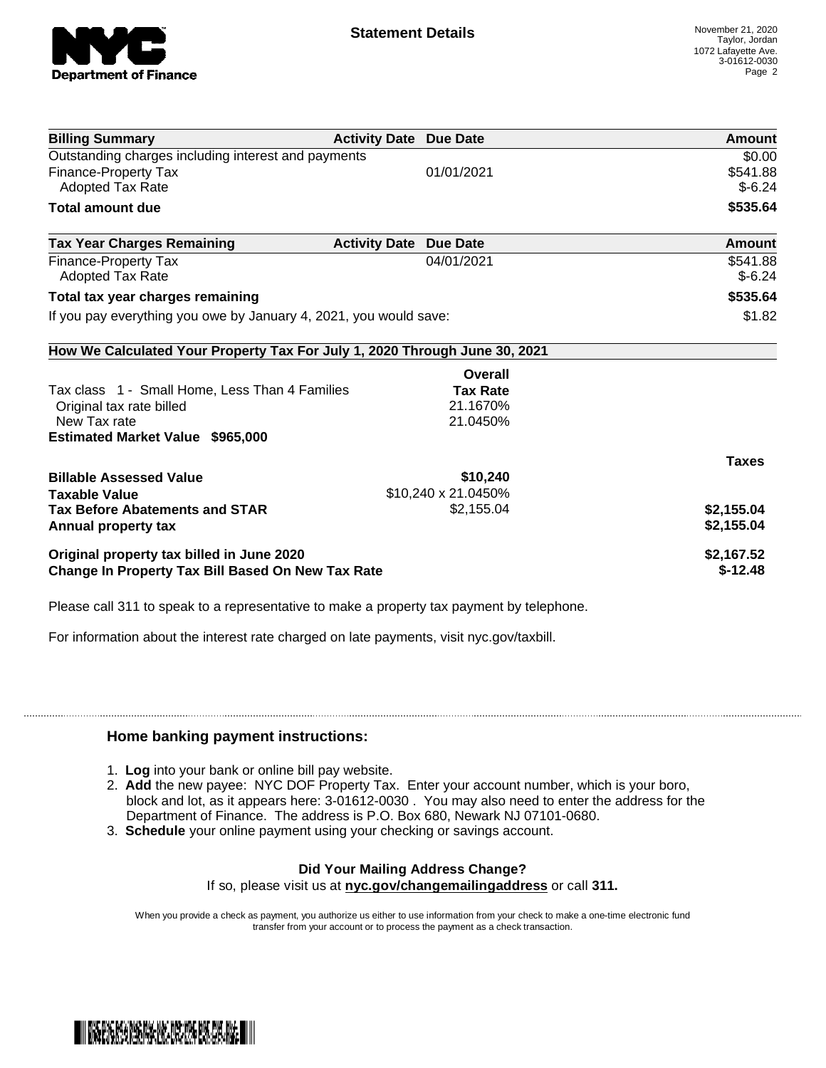**Statement Details**

November 21, 2020
Taylor, Jordan
1072 Lafayette Ave.
3-01612-0030

| Billing Summary | Activity Date | Due Date | Amount |
| --- | --- | --- | --- |
| Outstanding charges including interest and payments | | | $0.00 |
| Finance-Property Tax | | 01/01/2021 | $541.88 |
| Adopted Tax Rate | | | $-6.24 |
| **Total amount due** | | | **$535.64** |

| Tax Year Charges Remaining | Activity Date | Due Date | Amount |
| --- | --- | --- | --- |
| Finance-Property Tax | | 04/01/2021 | $541.88 |
| Adopted Tax Rate | | | $-6.24 |
| **Total tax year charges remaining** | | | **$535.64** |
| If you pay everything you owe by January 4, 2021, you would save: | | | $1.82 |

**How We Calculated Your Property Tax For July 1, 2020 Through June 30, 2021**

| | Overall Tax Rate | |
| --- | --- | --- |
| Tax class 1 - Small Home, Less Than 4 Families | | |
| Original tax rate billed | 21.1670% | |
| New Tax rate | 21.0450% | |
| **Estimated Market Value $965,000** | | |
| | | **Taxes** |
| **Billable Assessed Value** | **$10,240** | |
| **Taxable Value** | $10,240 x 21.0450% | |
| **Tax Before Abatements and STAR** | $2,155.04 | **$2,155.04** |
| **Annual property tax** | | **$2,155.04** |
| **Original property tax billed in June 2020** | | **$2,167.52** |
| **Change In Property Tax Bill Based On New Tax Rate** | | **$-12.48** |

Please call 311 to speak to a representative to make a property tax payment by telephone.

For information about the interest rate charged on late payments, visit nyc.gov/taxbill.

### Home banking payment instructions:

1. **Log** into your bank or online bill pay website.
2. **Add** the new payee: NYC DOF Property Tax. Enter your account number, which is your boro, block and lot, as it appears here: 3-01612-0030 . You may also need to enter the address for the Department of Finance. The address is P.O. Box 680, Newark NJ 07101-0680.
3. **Schedule** your online payment using your checking or savings account.

**Did Your Mailing Address Change?**
If so, please visit us at **nyc.gov/changemailingaddress** or call **311.**

When you provide a check as payment, you authorize us either to use information from your check to make a one-time electronic fund transfer from your account or to process the payment as a check transaction.